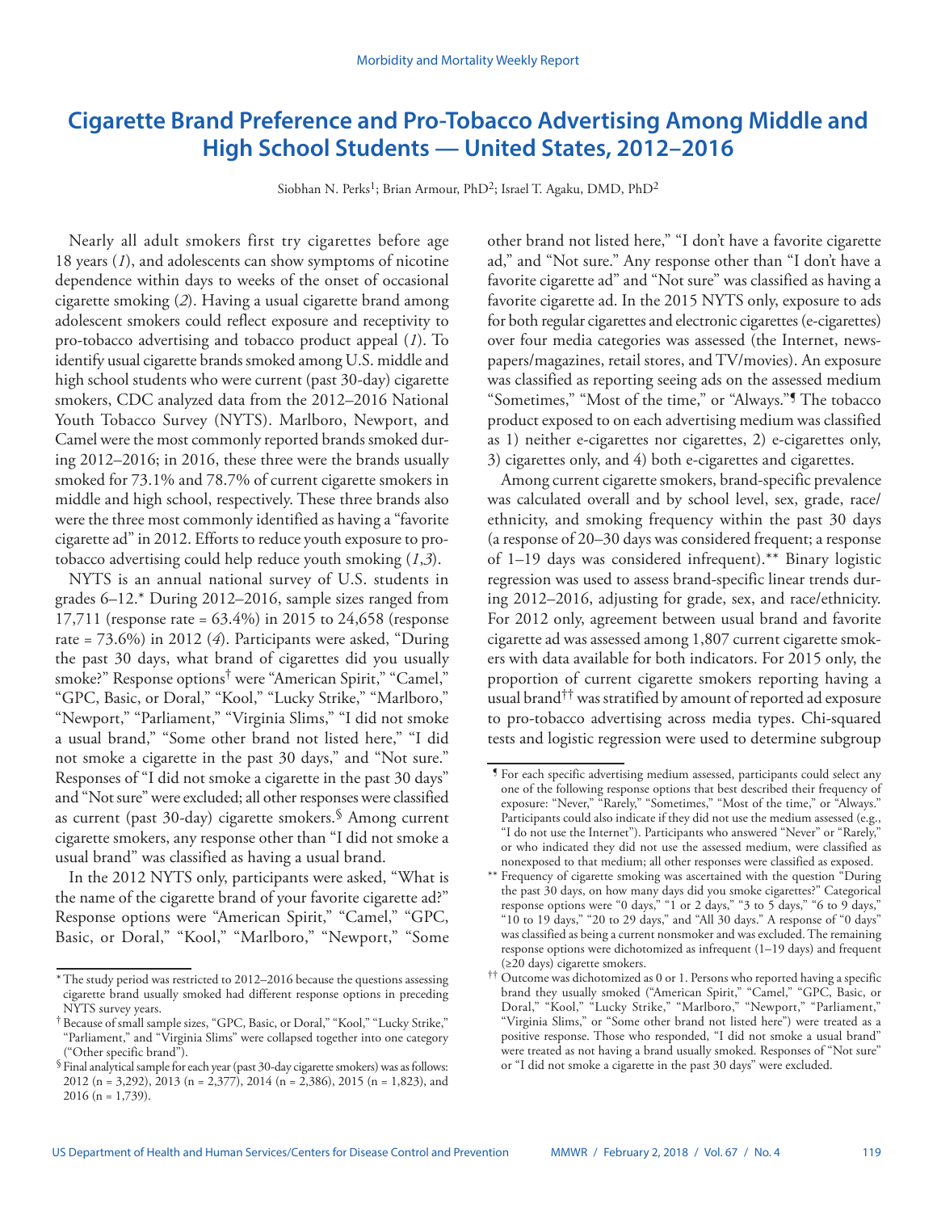# Cigarette Brand Preference and Pro-Tobacco Advertising Among Middle and High School Students — United States, 2012–2016

Siobhan N. Perks[1]; Brian Armour, PhD[2]; Israel T. Agaku, DMD, PhD[2]

Nearly all adult smokers first try cigarettes before age 18 years (*1*), and adolescents can show symptoms of nicotine dependence within days to weeks of the onset of occasional cigarette smoking (*2*). Having a usual cigarette brand among adolescent smokers could reflect exposure and receptivity to pro-tobacco advertising and tobacco product appeal (*1*). To identify usual cigarette brands smoked among U.S. middle and high school students who were current (past 30-day) cigarette smokers, CDC analyzed data from the 2012–2016 National Youth Tobacco Survey (NYTS). Marlboro, Newport, and Camel were the most commonly reported brands smoked during 2012–2016; in 2016, these three were the brands usually smoked for 73.1% and 78.7% of current cigarette smokers in middle and high school, respectively. These three brands also were the three most commonly identified as having a "favorite cigarette ad" in 2012. Efforts to reduce youth exposure to pro-tobacco advertising could help reduce youth smoking (*1*,*3*).

NYTS is an annual national survey of U.S. students in grades 6–12.* During 2012–2016, sample sizes ranged from 17,711 (response rate = 63.4%) in 2015 to 24,658 (response rate = 73.6%) in 2012 (*4*). Participants were asked, "During the past 30 days, what brand of cigarettes did you usually smoke?" Response options† were "American Spirit," "Camel," "GPC, Basic, or Doral," "Kool," "Lucky Strike," "Marlboro," "Newport," "Parliament," "Virginia Slims," "I did not smoke a usual brand," "Some other brand not listed here," "I did not smoke a cigarette in the past 30 days," and "Not sure." Responses of "I did not smoke a cigarette in the past 30 days" and "Not sure" were excluded; all other responses were classified as current (past 30-day) cigarette smokers.§ Among current cigarette smokers, any response other than "I did not smoke a usual brand" was classified as having a usual brand.

In the 2012 NYTS only, participants were asked, "What is the name of the cigarette brand of your favorite cigarette ad?" Response options were "American Spirit," "Camel," "GPC, Basic, or Doral," "Kool," "Marlboro," "Newport," "Some other brand not listed here," "I don't have a favorite cigarette ad," and "Not sure." Any response other than "I don't have a favorite cigarette ad" and "Not sure" was classified as having a favorite cigarette ad. In the 2015 NYTS only, exposure to ads for both regular cigarettes and electronic cigarettes (e-cigarettes) over four media categories was assessed (the Internet, newspapers/magazines, retail stores, and TV/movies). An exposure was classified as reporting seeing ads on the assessed medium "Sometimes," "Most of the time," or "Always."¶ The tobacco product exposed to on each advertising medium was classified as 1) neither e-cigarettes nor cigarettes, 2) e-cigarettes only, 3) cigarettes only, and 4) both e-cigarettes and cigarettes.

Among current cigarette smokers, brand-specific prevalence was calculated overall and by school level, sex, grade, race/ethnicity, and smoking frequency within the past 30 days (a response of 20–30 days was considered frequent; a response of 1–19 days was considered infrequent).** Binary logistic regression was used to assess brand-specific linear trends during 2012–2016, adjusting for grade, sex, and race/ethnicity. For 2012 only, agreement between usual brand and favorite cigarette ad was assessed among 1,807 current cigarette smokers with data available for both indicators. For 2015 only, the proportion of current cigarette smokers reporting having a usual brand†† was stratified by amount of reported ad exposure to pro-tobacco advertising across media types. Chi-squared tests and logistic regression were used to determine subgroup

---

\* The study period was restricted to 2012–2016 because the questions assessing cigarette brand usually smoked had different response options in preceding NYTS survey years.

† Because of small sample sizes, "GPC, Basic, or Doral," "Kool," "Lucky Strike," "Parliament," and "Virginia Slims" were collapsed together into one category ("Other specific brand").

§ Final analytical sample for each year (past 30-day cigarette smokers) was as follows: 2012 (n = 3,292), 2013 (n = 2,377), 2014 (n = 2,386), 2015 (n = 1,823), and 2016 (n = 1,739).

¶ For each specific advertising medium assessed, participants could select any one of the following response options that best described their frequency of exposure: "Never," "Rarely," "Sometimes," "Most of the time," or "Always." Participants could also indicate if they did not use the medium assessed (e.g., "I do not use the Internet"). Participants who answered "Never" or "Rarely," or who indicated they did not use the assessed medium, were classified as nonexposed to that medium; all other responses were classified as exposed.

** Frequency of cigarette smoking was ascertained with the question "During the past 30 days, on how many days did you smoke cigarettes?" Categorical response options were "0 days," "1 or 2 days," "3 to 5 days," "6 to 9 days," "10 to 19 days," "20 to 29 days," and "All 30 days." A response of "0 days" was classified as being a current nonsmoker and was excluded. The remaining response options were dichotomized as infrequent (1–19 days) and frequent (≥20 days) cigarette smokers.

†† Outcome was dichotomized as 0 or 1. Persons who reported having a specific brand they usually smoked ("American Spirit," "Camel," "GPC, Basic, or Doral," "Kool," "Lucky Strike," "Marlboro," "Newport," "Parliament," "Virginia Slims," or "Some other brand not listed here") were treated as a positive response. Those who responded, "I did not smoke a usual brand" were treated as not having a brand usually smoked. Responses of "Not sure" or "I did not smoke a cigarette in the past 30 days" were excluded.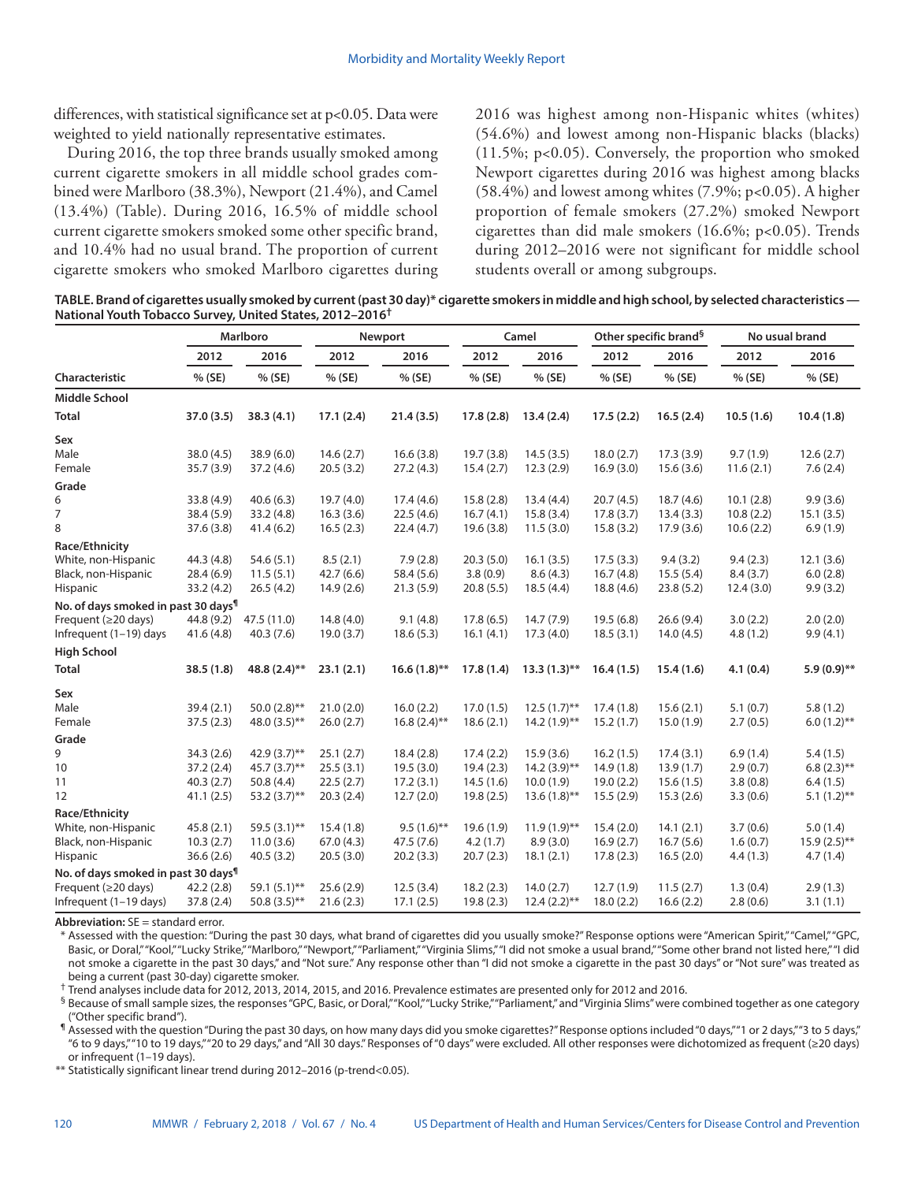differences, with statistical significance set at p<0.05. Data were weighted to yield nationally representative estimates.

During 2016, the top three brands usually smoked among current cigarette smokers in all middle school grades combined were Marlboro (38.3%), Newport (21.4%), and Camel (13.4%) (Table). During 2016, 16.5% of middle school current cigarette smokers smoked some other specific brand, and 10.4% had no usual brand. The proportion of current cigarette smokers who smoked Marlboro cigarettes during 2016 was highest among non-Hispanic whites (whites) (54.6%) and lowest among non-Hispanic blacks (blacks) (11.5%; p<0.05). Conversely, the proportion who smoked Newport cigarettes during 2016 was highest among blacks (58.4%) and lowest among whites (7.9%; p<0.05). A higher proportion of female smokers (27.2%) smoked Newport cigarettes than did male smokers (16.6%; p<0.05). Trends during 2012–2016 were not significant for middle school students overall or among subgroups.

**TABLE. Brand of cigarettes usually smoked by current (past 30 day)* cigarette smokers in middle and high school, by selected characteristics — National Youth Tobacco Survey, United States, 2012–2016†**

| Characteristic | Marlboro | | Newport | | Camel | | Other specific brand§ | | No usual brand | |
|---|---|---|---|---|---|---|---|---|---|---|
| | 2012 | 2016 | 2012 | 2016 | 2012 | 2016 | 2012 | 2016 | 2012 | 2016 |
| | % (SE) | % (SE) | % (SE) | % (SE) | % (SE) | % (SE) | % (SE) | % (SE) | % (SE) | % (SE) |
| **Middle School** | | | | | | | | | | |
| **Total** | **37.0 (3.5)** | **38.3 (4.1)** | **17.1 (2.4)** | **21.4 (3.5)** | **17.8 (2.8)** | **13.4 (2.4)** | **17.5 (2.2)** | **16.5 (2.4)** | **10.5 (1.6)** | **10.4 (1.8)** |
| **Sex** | | | | | | | | | | |
| Male | 38.0 (4.5) | 38.9 (6.0) | 14.6 (2.7) | 16.6 (3.8) | 19.7 (3.8) | 14.5 (3.5) | 18.0 (2.7) | 17.3 (3.9) | 9.7 (1.9) | 12.6 (2.7) |
| Female | 35.7 (3.9) | 37.2 (4.6) | 20.5 (3.2) | 27.2 (4.3) | 15.4 (2.7) | 12.3 (2.9) | 16.9 (3.0) | 15.6 (3.6) | 11.6 (2.1) | 7.6 (2.4) |
| **Grade** | | | | | | | | | | |
| 6 | 33.8 (4.9) | 40.6 (6.3) | 19.7 (4.0) | 17.4 (4.6) | 15.8 (2.8) | 13.4 (4.4) | 20.7 (4.5) | 18.7 (4.6) | 10.1 (2.8) | 9.9 (3.6) |
| 7 | 38.4 (5.9) | 33.2 (4.8) | 16.3 (3.6) | 22.5 (4.6) | 16.7 (4.1) | 15.8 (3.4) | 17.8 (3.7) | 13.4 (3.3) | 10.8 (2.2) | 15.1 (3.5) |
| 8 | 37.6 (3.8) | 41.4 (6.2) | 16.5 (2.3) | 22.4 (4.7) | 19.6 (3.8) | 11.5 (3.0) | 15.8 (3.2) | 17.9 (3.6) | 10.6 (2.2) | 6.9 (1.9) |
| **Race/Ethnicity** | | | | | | | | | | |
| White, non-Hispanic | 44.3 (4.8) | 54.6 (5.1) | 8.5 (2.1) | 7.9 (2.8) | 20.3 (5.0) | 16.1 (3.5) | 17.5 (3.3) | 9.4 (3.2) | 9.4 (2.3) | 12.1 (3.6) |
| Black, non-Hispanic | 28.4 (6.9) | 11.5 (5.1) | 42.7 (6.6) | 58.4 (5.6) | 3.8 (0.9) | 8.6 (4.3) | 16.7 (4.8) | 15.5 (5.4) | 8.4 (3.7) | 6.0 (2.8) |
| Hispanic | 33.2 (4.2) | 26.5 (4.2) | 14.9 (2.6) | 21.3 (5.9) | 20.8 (5.5) | 18.5 (4.4) | 18.8 (4.6) | 23.8 (5.2) | 12.4 (3.0) | 9.9 (3.2) |
| **No. of days smoked in past 30 days¶** | | | | | | | | | | |
| Frequent (≥20 days) | 44.8 (9.2) | 47.5 (11.0) | 14.8 (4.0) | 9.1 (4.8) | 17.8 (6.5) | 14.7 (7.9) | 19.5 (6.8) | 26.6 (9.4) | 3.0 (2.2) | 2.0 (2.0) |
| Infrequent (1–19) days | 41.6 (4.8) | 40.3 (7.6) | 19.0 (3.7) | 18.6 (5.3) | 16.1 (4.1) | 17.3 (4.0) | 18.5 (3.1) | 14.0 (4.5) | 4.8 (1.2) | 9.9 (4.1) |
| **High School** | | | | | | | | | | |
| **Total** | **38.5 (1.8)** | **48.8 (2.4)**** | **23.1 (2.1)** | **16.6 (1.8)**** | **17.8 (1.4)** | **13.3 (1.3)**** | **16.4 (1.5)** | **15.4 (1.6)** | **4.1 (0.4)** | **5.9 (0.9)**** |
| **Sex** | | | | | | | | | | |
| Male | 39.4 (2.1) | 50.0 (2.8)** | 21.0 (2.0) | 16.0 (2.2) | 17.0 (1.5) | 12.5 (1.7)** | 17.4 (1.8) | 15.6 (2.1) | 5.1 (0.7) | 5.8 (1.2) |
| Female | 37.5 (2.3) | 48.0 (3.5)** | 26.0 (2.7) | 16.8 (2.4)** | 18.6 (2.1) | 14.2 (1.9)** | 15.2 (1.7) | 15.0 (1.9) | 2.7 (0.5) | 6.0 (1.2)** |
| **Grade** | | | | | | | | | | |
| 9 | 34.3 (2.6) | 42.9 (3.7)** | 25.1 (2.7) | 18.4 (2.8) | 17.4 (2.2) | 15.9 (3.6) | 16.2 (1.5) | 17.4 (3.1) | 6.9 (1.4) | 5.4 (1.5) |
| 10 | 37.2 (2.4) | 45.7 (3.7)** | 25.5 (3.1) | 19.5 (3.0) | 19.4 (2.3) | 14.2 (3.9)** | 14.9 (1.8) | 13.9 (1.7) | 2.9 (0.7) | 6.8 (2.3)** |
| 11 | 40.3 (2.7) | 50.8 (4.4) | 22.5 (2.7) | 17.2 (3.1) | 14.5 (1.6) | 10.0 (1.9) | 19.0 (2.2) | 15.6 (1.5) | 3.8 (0.8) | 6.4 (1.5) |
| 12 | 41.1 (2.5) | 53.2 (3.7)** | 20.3 (2.4) | 12.7 (2.0) | 19.8 (2.5) | 13.6 (1.8)** | 15.5 (2.9) | 15.3 (2.6) | 3.3 (0.6) | 5.1 (1.2)** |
| **Race/Ethnicity** | | | | | | | | | | |
| White, non-Hispanic | 45.8 (2.1) | 59.5 (3.1)** | 15.4 (1.8) | 9.5 (1.6)** | 19.6 (1.9) | 11.9 (1.9)** | 15.4 (2.0) | 14.1 (2.1) | 3.7 (0.6) | 5.0 (1.4) |
| Black, non-Hispanic | 10.3 (2.7) | 11.0 (3.6) | 67.0 (4.3) | 47.5 (7.6) | 4.2 (1.7) | 8.9 (3.0) | 16.9 (2.7) | 16.7 (5.6) | 1.6 (0.7) | 15.9 (2.5)** |
| Hispanic | 36.6 (2.6) | 40.5 (3.2) | 20.5 (3.0) | 20.2 (3.3) | 20.7 (2.3) | 18.1 (2.1) | 17.8 (2.3) | 16.5 (2.0) | 4.4 (1.3) | 4.7 (1.4) |
| **No. of days smoked in past 30 days¶** | | | | | | | | | | |
| Frequent (≥20 days) | 42.2 (2.8) | 59.1 (5.1)** | 25.6 (2.9) | 12.5 (3.4) | 18.2 (2.3) | 14.0 (2.7) | 12.7 (1.9) | 11.5 (2.7) | 1.3 (0.4) | 2.9 (1.3) |
| Infrequent (1–19 days) | 37.8 (2.4) | 50.8 (3.5)** | 21.6 (2.3) | 17.1 (2.5) | 19.8 (2.3) | 12.4 (2.2)** | 18.0 (2.2) | 16.6 (2.2) | 2.8 (0.6) | 3.1 (1.1) |

**Abbreviation:** SE = standard error.

\* Assessed with the question: "During the past 30 days, what brand of cigarettes did you usually smoke?" Response options were "American Spirit," "Camel," "GPC, Basic, or Doral," "Kool," "Lucky Strike," "Marlboro," "Newport," "Parliament," "Virginia Slims," "I did not smoke a usual brand," "Some other brand not listed here," "I did not smoke a cigarette in the past 30 days," and "Not sure." Any response other than "I did not smoke a cigarette in the past 30 days" or "Not sure" was treated as being a current (past 30-day) cigarette smoker.

† Trend analyses include data for 2012, 2013, 2014, 2015, and 2016. Prevalence estimates are presented only for 2012 and 2016.

§ Because of small sample sizes, the responses "GPC, Basic, or Doral," "Kool," "Lucky Strike," "Parliament," and "Virginia Slims" were combined together as one category ("Other specific brand").

¶ Assessed with the question "During the past 30 days, on how many days did you smoke cigarettes?" Response options included "0 days," "1 or 2 days," "3 to 5 days," "6 to 9 days," "10 to 19 days," "20 to 29 days," and "All 30 days." Responses of "0 days" were excluded. All other responses were dichotomized as frequent (≥20 days) or infrequent (1–19 days).

\*\* Statistically significant linear trend during 2012–2016 (p-trend<0.05).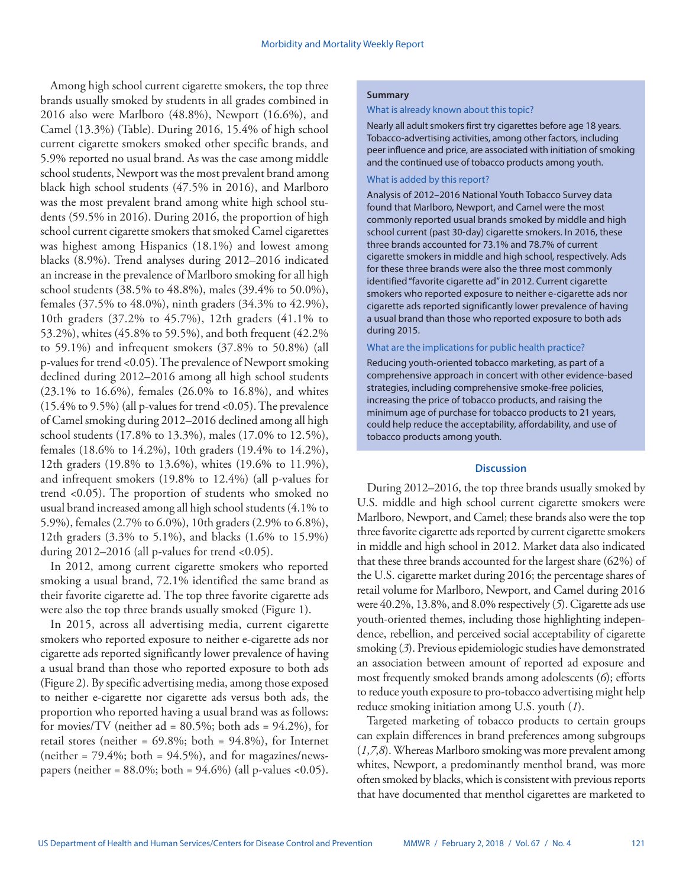Among high school current cigarette smokers, the top three brands usually smoked by students in all grades combined in 2016 also were Marlboro (48.8%), Newport (16.6%), and Camel (13.3%) (Table). During 2016, 15.4% of high school current cigarette smokers smoked other specific brands, and 5.9% reported no usual brand. As was the case among middle school students, Newport was the most prevalent brand among black high school students (47.5% in 2016), and Marlboro was the most prevalent brand among white high school students (59.5% in 2016). During 2016, the proportion of high school current cigarette smokers that smoked Camel cigarettes was highest among Hispanics (18.1%) and lowest among blacks (8.9%). Trend analyses during 2012–2016 indicated an increase in the prevalence of Marlboro smoking for all high school students (38.5% to 48.8%), males (39.4% to 50.0%), females (37.5% to 48.0%), ninth graders (34.3% to 42.9%), 10th graders (37.2% to 45.7%), 12th graders (41.1% to 53.2%), whites (45.8% to 59.5%), and both frequent (42.2% to 59.1%) and infrequent smokers (37.8% to 50.8%) (all p-values for trend <0.05). The prevalence of Newport smoking declined during 2012–2016 among all high school students (23.1% to 16.6%), females (26.0% to 16.8%), and whites (15.4% to 9.5%) (all p-values for trend <0.05). The prevalence of Camel smoking during 2012–2016 declined among all high school students (17.8% to 13.3%), males (17.0% to 12.5%), females (18.6% to 14.2%), 10th graders (19.4% to 14.2%), 12th graders (19.8% to 13.6%), whites (19.6% to 11.9%), and infrequent smokers (19.8% to 12.4%) (all p-values for trend <0.05). The proportion of students who smoked no usual brand increased among all high school students (4.1% to 5.9%), females (2.7% to 6.0%), 10th graders (2.9% to 6.8%), 12th graders (3.3% to 5.1%), and blacks (1.6% to 15.9%) during 2012–2016 (all p-values for trend <0.05).

In 2012, among current cigarette smokers who reported smoking a usual brand, 72.1% identified the same brand as their favorite cigarette ad. The top three favorite cigarette ads were also the top three brands usually smoked (Figure 1).

In 2015, across all advertising media, current cigarette smokers who reported exposure to neither e-cigarette ads nor cigarette ads reported significantly lower prevalence of having a usual brand than those who reported exposure to both ads (Figure 2). By specific advertising media, among those exposed to neither e-cigarette nor cigarette ads versus both ads, the proportion who reported having a usual brand was as follows: for movies/TV (neither ad = 80.5%; both ads = 94.2%), for retail stores (neither = 69.8%; both = 94.8%), for Internet (neither = 79.4%; both = 94.5%), and for magazines/newspapers (neither = 88.0%; both = 94.6%) (all p-values <0.05).

**Summary**

What is already known about this topic?

Nearly all adult smokers first try cigarettes before age 18 years. Tobacco-advertising activities, among other factors, including peer influence and price, are associated with initiation of smoking and the continued use of tobacco products among youth.

What is added by this report?

Analysis of 2012–2016 National Youth Tobacco Survey data found that Marlboro, Newport, and Camel were the most commonly reported usual brands smoked by middle and high school current (past 30-day) cigarette smokers. In 2016, these three brands accounted for 73.1% and 78.7% of current cigarette smokers in middle and high school, respectively. Ads for these three brands were also the three most commonly identified "favorite cigarette ad" in 2012. Current cigarette smokers who reported exposure to neither e-cigarette ads nor cigarette ads reported significantly lower prevalence of having a usual brand than those who reported exposure to both ads during 2015.

What are the implications for public health practice?

Reducing youth-oriented tobacco marketing, as part of a comprehensive approach in concert with other evidence-based strategies, including comprehensive smoke-free policies, increasing the price of tobacco products, and raising the minimum age of purchase for tobacco products to 21 years, could help reduce the acceptability, affordability, and use of tobacco products among youth.

## Discussion

During 2012–2016, the top three brands usually smoked by U.S. middle and high school current cigarette smokers were Marlboro, Newport, and Camel; these brands also were the top three favorite cigarette ads reported by current cigarette smokers in middle and high school in 2012. Market data also indicated that these three brands accounted for the largest share (62%) of the U.S. cigarette market during 2016; the percentage shares of retail volume for Marlboro, Newport, and Camel during 2016 were 40.2%, 13.8%, and 8.0% respectively (*5*). Cigarette ads use youth-oriented themes, including those highlighting independence, rebellion, and perceived social acceptability of cigarette smoking (*3*). Previous epidemiologic studies have demonstrated an association between amount of reported ad exposure and most frequently smoked brands among adolescents (*6*); efforts to reduce youth exposure to pro-tobacco advertising might help reduce smoking initiation among U.S. youth (*1*).

Targeted marketing of tobacco products to certain groups can explain differences in brand preferences among subgroups (*1*,*7*,*8*). Whereas Marlboro smoking was more prevalent among whites, Newport, a predominantly menthol brand, was more often smoked by blacks, which is consistent with previous reports that have documented that menthol cigarettes are marketed to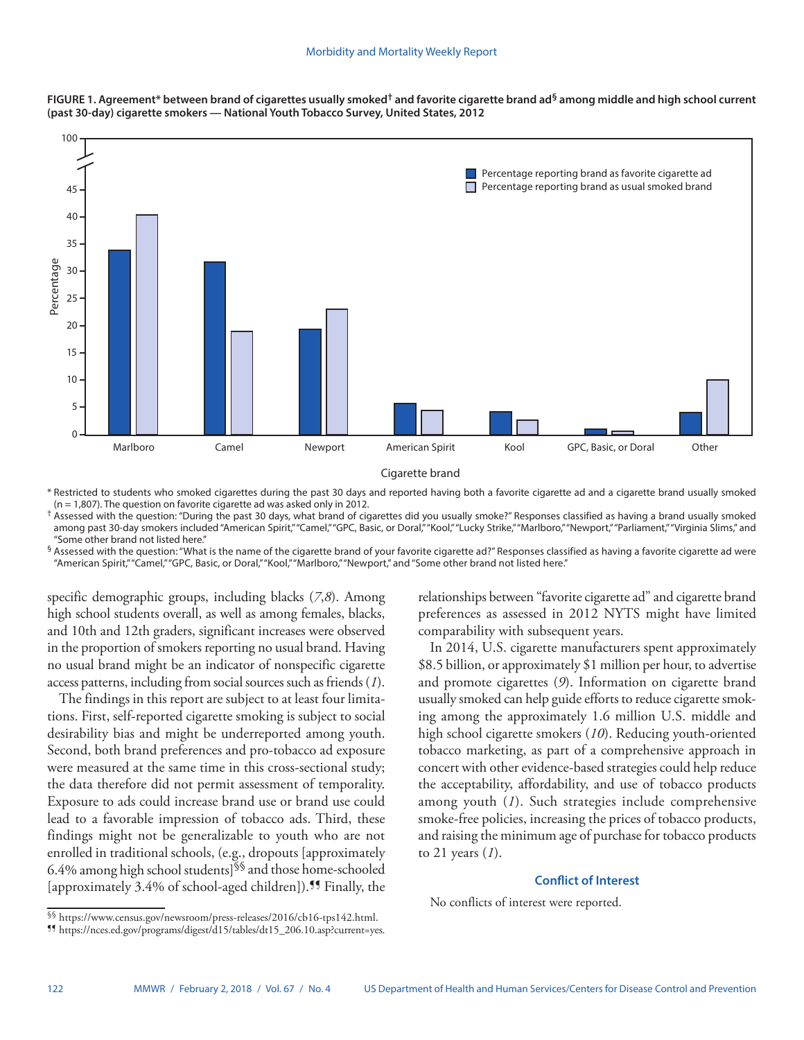**FIGURE 1. Agreement* between brand of cigarettes usually smoked† and favorite cigarette brand ad§ among middle and high school current (past 30-day) cigarette smokers — National Youth Tobacco Survey, United States, 2012**

\* Restricted to students who smoked cigarettes during the past 30 days and reported having both a favorite cigarette ad and a cigarette brand usually smoked (n = 1,807). The question on favorite cigarette ad was asked only in 2012.

† Assessed with the question: "During the past 30 days, what brand of cigarettes did you usually smoke?" Responses classified as having a brand usually smoked among past 30-day smokers included "American Spirit," "Camel," "GPC, Basic, or Doral," "Kool," "Lucky Strike," "Marlboro," "Newport," "Parliament," "Virginia Slims," and "Some other brand not listed here."

§ Assessed with the question: "What is the name of the cigarette brand of your favorite cigarette ad?" Responses classified as having a favorite cigarette ad were "American Spirit," "Camel," "GPC, Basic, or Doral," "Kool," "Marlboro," "Newport," and "Some other brand not listed here."

specific demographic groups, including blacks (*7*,*8*). Among high school students overall, as well as among females, blacks, and 10th and 12th graders, significant increases were observed in the proportion of smokers reporting no usual brand. Having no usual brand might be an indicator of nonspecific cigarette access patterns, including from social sources such as friends (*1*).

The findings in this report are subject to at least four limitations. First, self-reported cigarette smoking is subject to social desirability bias and might be underreported among youth. Second, both brand preferences and pro-tobacco ad exposure were measured at the same time in this cross-sectional study; the data therefore did not permit assessment of temporality. Exposure to ads could increase brand use or brand use could lead to a favorable impression of tobacco ads. Third, these findings might not be generalizable to youth who are not enrolled in traditional schools, (e.g., dropouts [approximately 6.4% among high school students]§§ and those home-schooled [approximately 3.4% of school-aged children]).¶¶ Finally, the relationships between "favorite cigarette ad" and cigarette brand preferences as assessed in 2012 NYTS might have limited comparability with subsequent years.

In 2014, U.S. cigarette manufacturers spent approximately $8.5 billion, or approximately $1 million per hour, to advertise and promote cigarettes (*9*). Information on cigarette brand usually smoked can help guide efforts to reduce cigarette smoking among the approximately 1.6 million U.S. middle and high school cigarette smokers (*10*). Reducing youth-oriented tobacco marketing, as part of a comprehensive approach in concert with other evidence-based strategies could help reduce the acceptability, affordability, and use of tobacco products among youth (*1*). Such strategies include comprehensive smoke-free policies, increasing the prices of tobacco products, and raising the minimum age of purchase for tobacco products to 21 years (*1*).

### Conflict of Interest

No conflicts of interest were reported.

§§ https://www.census.gov/newsroom/press-releases/2016/cb16-tps142.html.

¶¶ https://nces.ed.gov/programs/digest/d15/tables/dt15_206.10.asp?current=yes.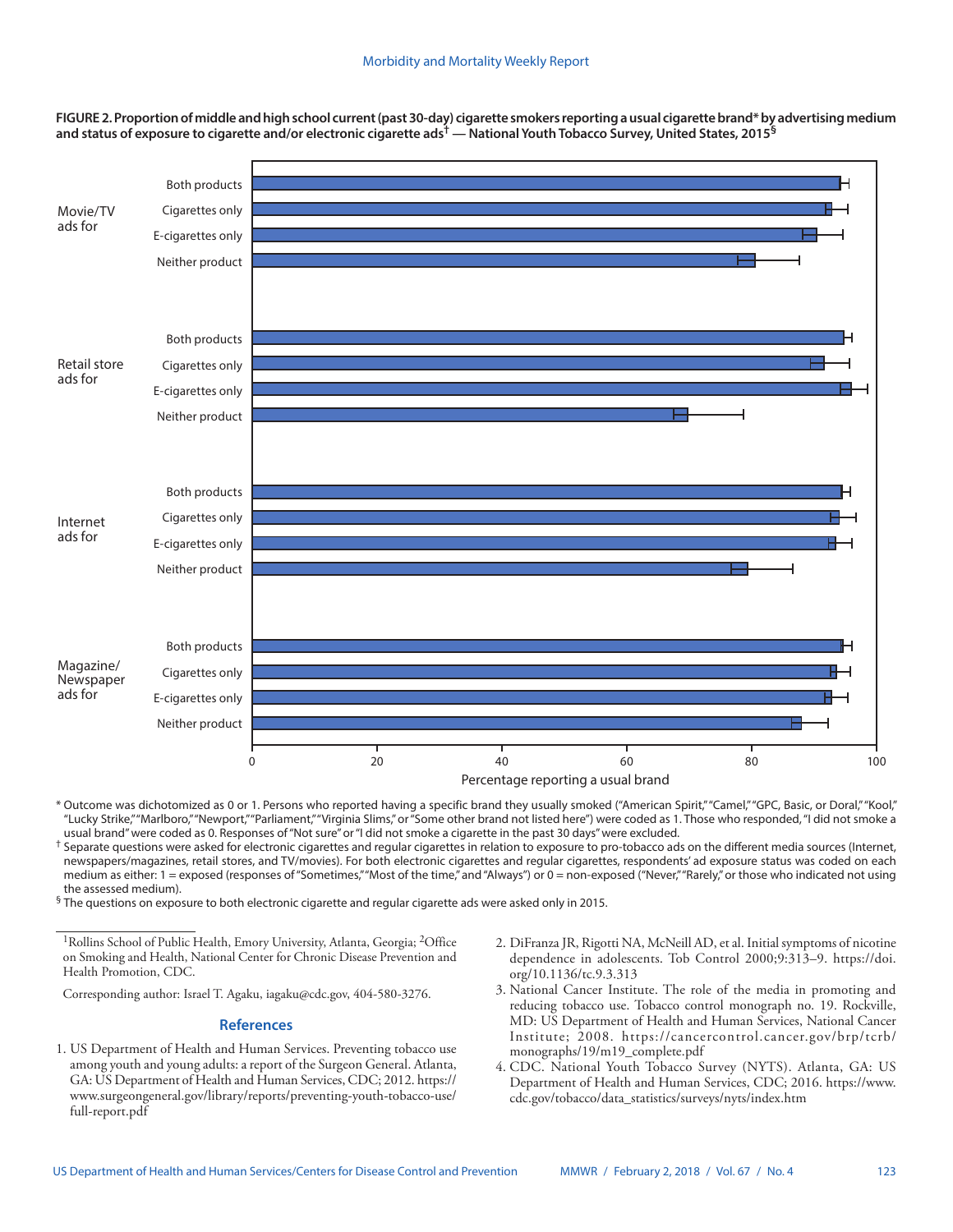**FIGURE 2. Proportion of middle and high school current (past 30-day) cigarette smokers reporting a usual cigarette brand* by advertising medium and status of exposure to cigarette and/or electronic cigarette ads† — National Youth Tobacco Survey, United States, 2015§**

\* Outcome was dichotomized as 0 or 1. Persons who reported having a specific brand they usually smoked ("American Spirit," "Camel," "GPC, Basic, or Doral," "Kool," "Lucky Strike," "Marlboro," "Newport," "Parliament," "Virginia Slims," or "Some other brand not listed here") were coded as 1. Those who responded, "I did not smoke a usual brand" were coded as 0. Responses of "Not sure" or "I did not smoke a cigarette in the past 30 days" were excluded.

† Separate questions were asked for electronic cigarettes and regular cigarettes in relation to exposure to pro-tobacco ads on the different media sources (Internet, newspapers/magazines, retail stores, and TV/movies). For both electronic cigarettes and regular cigarettes, respondents' ad exposure status was coded on each medium as either: 1 = exposed (responses of "Sometimes," "Most of the time," and "Always") or 0 = non-exposed ("Never," "Rarely," or those who indicated not using the assessed medium).

§ The questions on exposure to both electronic cigarette and regular cigarette ads were asked only in 2015.

[1]Rollins School of Public Health, Emory University, Atlanta, Georgia; [2]Office on Smoking and Health, National Center for Chronic Disease Prevention and Health Promotion, CDC.

Corresponding author: Israel T. Agaku, iagaku@cdc.gov, 404-580-3276.

## References

1. US Department of Health and Human Services. Preventing tobacco use among youth and young adults: a report of the Surgeon General. Atlanta, GA: US Department of Health and Human Services, CDC; 2012. https://www.surgeongeneral.gov/library/reports/preventing-youth-tobacco-use/full-report.pdf
2. DiFranza JR, Rigotti NA, McNeill AD, et al. Initial symptoms of nicotine dependence in adolescents. Tob Control 2000;9:313–9. https://doi.org/10.1136/tc.9.3.313
3. National Cancer Institute. The role of the media in promoting and reducing tobacco use. Tobacco control monograph no. 19. Rockville, MD: US Department of Health and Human Services, National Cancer Institute; 2008. https://cancercontrol.cancer.gov/brp/tcrb/monographs/19/m19_complete.pdf
4. CDC. National Youth Tobacco Survey (NYTS). Atlanta, GA: US Department of Health and Human Services, CDC; 2016. https://www.cdc.gov/tobacco/data_statistics/surveys/nyts/index.htm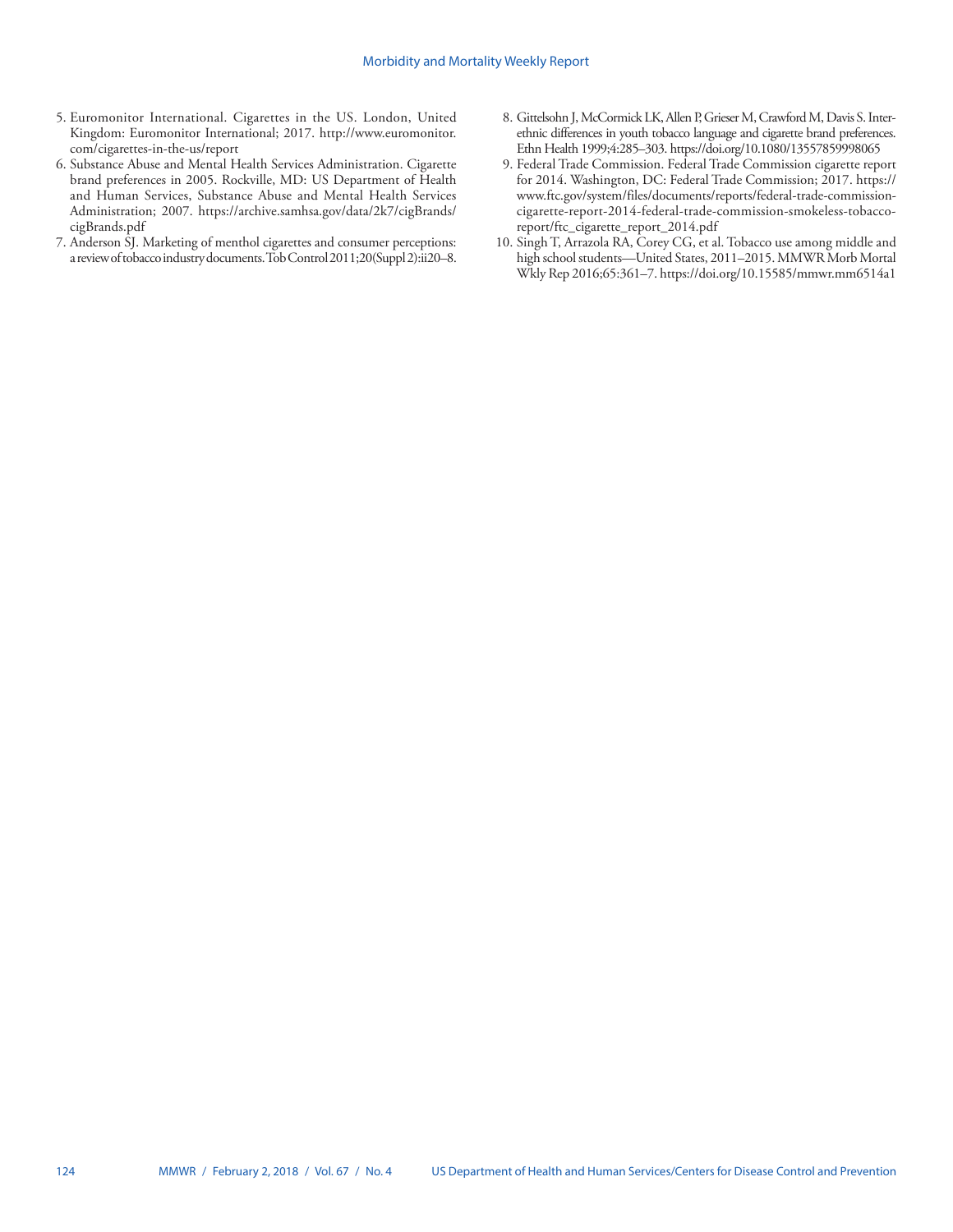5. Euromonitor International. Cigarettes in the US. London, United Kingdom: Euromonitor International; 2017. http://www.euromonitor.com/cigarettes-in-the-us/report
6. Substance Abuse and Mental Health Services Administration. Cigarette brand preferences in 2005. Rockville, MD: US Department of Health and Human Services, Substance Abuse and Mental Health Services Administration; 2007. https://archive.samhsa.gov/data/2k7/cigBrands/cigBrands.pdf
7. Anderson SJ. Marketing of menthol cigarettes and consumer perceptions: a review of tobacco industry documents. Tob Control 2011;20(Suppl 2):ii20–8.
8. Gittelsohn J, McCormick LK, Allen P, Grieser M, Crawford M, Davis S. Inter-ethnic differences in youth tobacco language and cigarette brand preferences. Ethn Health 1999;4:285–303. https://doi.org/10.1080/13557859998065
9. Federal Trade Commission. Federal Trade Commission cigarette report for 2014. Washington, DC: Federal Trade Commission; 2017. https://www.ftc.gov/system/files/documents/reports/federal-trade-commission-cigarette-report-2014-federal-trade-commission-smokeless-tobacco-report/ftc_cigarette_report_2014.pdf
10. Singh T, Arrazola RA, Corey CG, et al. Tobacco use among middle and high school students—United States, 2011–2015. MMWR Morb Mortal Wkly Rep 2016;65:361–7. https://doi.org/10.15585/mmwr.mm6514a1